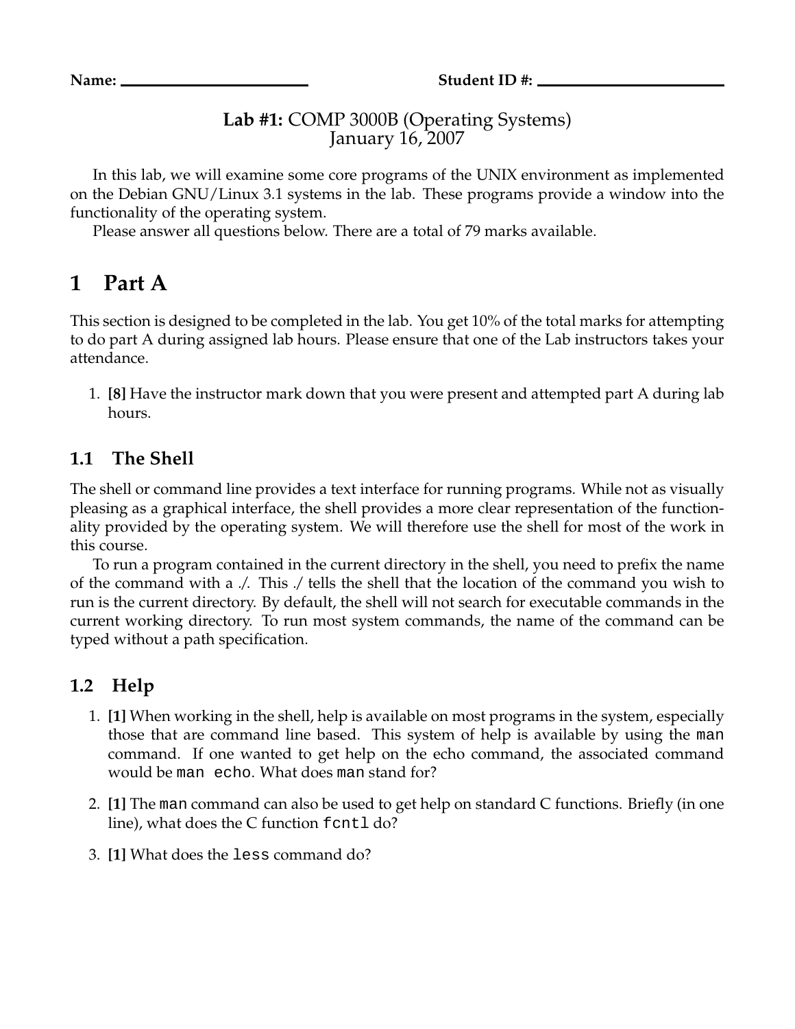**Name:** ______________________ **Student ID #:** ______________________

**Lab #1:** COMP 3000B (Operating Systems)
January 16, 2007

In this lab, we will examine some core programs of the UNIX environment as implemented on the Debian GNU/Linux 3.1 systems in the lab. These programs provide a window into the functionality of the operating system.

Please answer all questions below. There are a total of 79 marks available.

# 1 Part A

This section is designed to be completed in the lab. You get 10% of the total marks for attempting to do part A during assigned lab hours. Please ensure that one of the Lab instructors takes your attendance.

1. **[8]** Have the instructor mark down that you were present and attempted part A during lab hours.

## 1.1 The Shell

The shell or command line provides a text interface for running programs. While not as visually pleasing as a graphical interface, the shell provides a more clear representation of the functionality provided by the operating system. We will therefore use the shell for most of the work in this course.

To run a program contained in the current directory in the shell, you need to prefix the name of the command with a ./. This ./ tells the shell that the location of the command you wish to run is the current directory. By default, the shell will not search for executable commands in the current working directory. To run most system commands, the name of the command can be typed without a path specification.

## 1.2 Help

1. **[1]** When working in the shell, help is available on most programs in the system, especially those that are command line based. This system of help is available by using the `man` command. If one wanted to get help on the echo command, the associated command would be `man echo`. What does `man` stand for?

2. **[1]** The `man` command can also be used to get help on standard C functions. Briefly (in one line), what does the C function `fcntl` do?

3. **[1]** What does the `less` command do?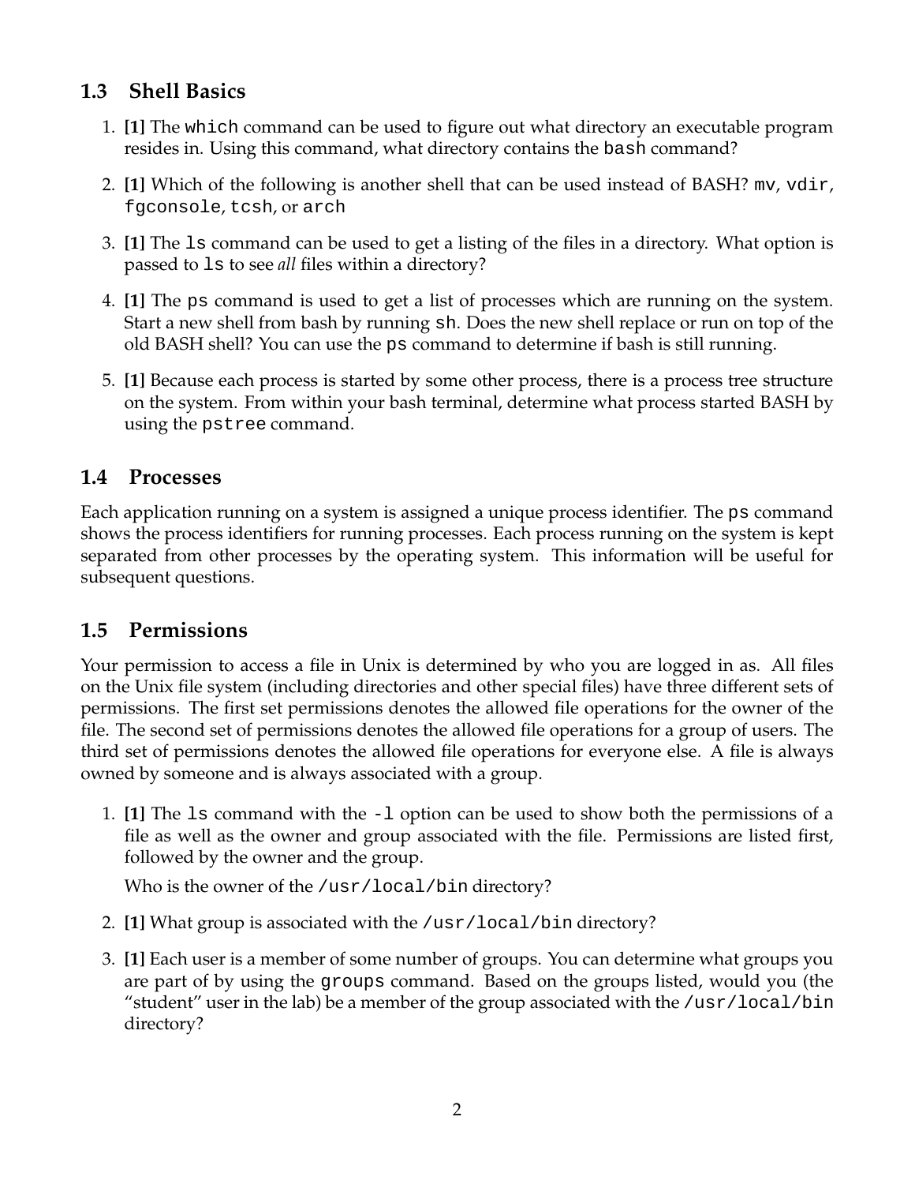## 1.3 Shell Basics

1. **[1]** The `which` command can be used to figure out what directory an executable program resides in. Using this command, what directory contains the `bash` command?

2. **[1]** Which of the following is another shell that can be used instead of BASH? `mv`, `vdir`, `fgconsole`, `tcsh`, or `arch`

3. **[1]** The `ls` command can be used to get a listing of the files in a directory. What option is passed to `ls` to see *all* files within a directory?

4. **[1]** The `ps` command is used to get a list of processes which are running on the system. Start a new shell from bash by running `sh`. Does the new shell replace or run on top of the old BASH shell? You can use the `ps` command to determine if bash is still running.

5. **[1]** Because each process is started by some other process, there is a process tree structure on the system. From within your bash terminal, determine what process started BASH by using the `pstree` command.

## 1.4 Processes

Each application running on a system is assigned a unique process identifier. The `ps` command shows the process identifiers for running processes. Each process running on the system is kept separated from other processes by the operating system. This information will be useful for subsequent questions.

## 1.5 Permissions

Your permission to access a file in Unix is determined by who you are logged in as. All files on the Unix file system (including directories and other special files) have three different sets of permissions. The first set permissions denotes the allowed file operations for the owner of the file. The second set of permissions denotes the allowed file operations for a group of users. The third set of permissions denotes the allowed file operations for everyone else. A file is always owned by someone and is always associated with a group.

1. **[1]** The `ls` command with the `-l` option can be used to show both the permissions of a file as well as the owner and group associated with the file. Permissions are listed first, followed by the owner and the group.

   Who is the owner of the `/usr/local/bin` directory?

2. **[1]** What group is associated with the `/usr/local/bin` directory?

3. **[1]** Each user is a member of some number of groups. You can determine what groups you are part of by using the `groups` command. Based on the groups listed, would you (the "student" user in the lab) be a member of the group associated with the `/usr/local/bin` directory?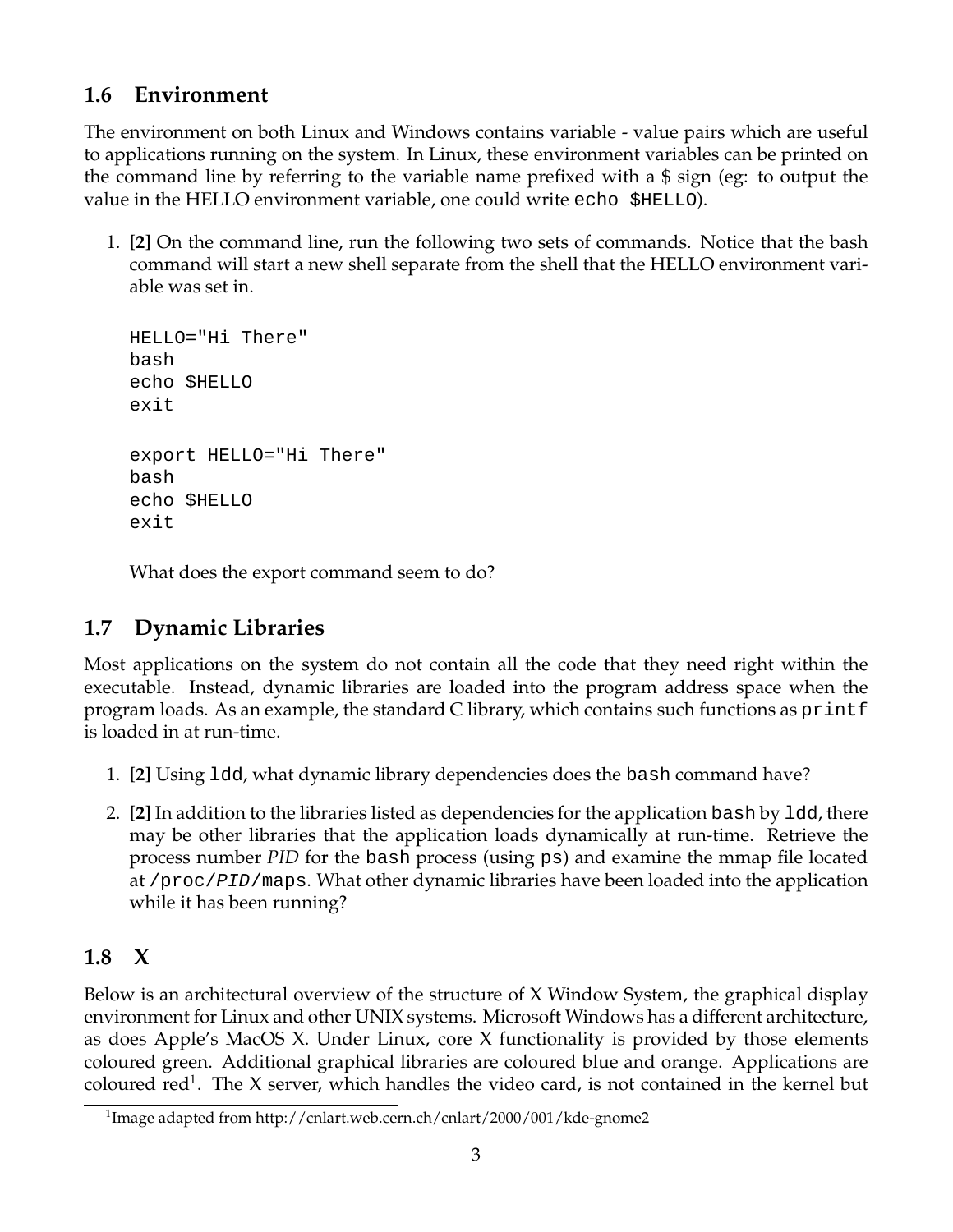## 1.6 Environment

The environment on both Linux and Windows contains variable - value pairs which are useful to applications running on the system. In Linux, these environment variables can be printed on the command line by referring to the variable name prefixed with a $ sign (eg: to output the value in the HELLO environment variable, one could write `echo $HELLO`).

1. **[2]** On the command line, run the following two sets of commands. Notice that the bash command will start a new shell separate from the shell that the HELLO environment variable was set in.

   ```
   HELLO="Hi There"
   bash
   echo $HELLO
   exit

   export HELLO="Hi There"
   bash
   echo $HELLO
   exit
   ```

   What does the export command seem to do?

## 1.7 Dynamic Libraries

Most applications on the system do not contain all the code that they need right within the executable. Instead, dynamic libraries are loaded into the program address space when the program loads. As an example, the standard C library, which contains such functions as `printf` is loaded in at run-time.

1. **[2]** Using `ldd`, what dynamic library dependencies does the `bash` command have?

2. **[2]** In addition to the libraries listed as dependencies for the application `bash` by `ldd`, there may be other libraries that the application loads dynamically at run-time. Retrieve the process number *PID* for the `bash` process (using `ps`) and examine the mmap file located at `/proc/PID/maps`. What other dynamic libraries have been loaded into the application while it has been running?

## 1.8 X

Below is an architectural overview of the structure of X Window System, the graphical display environment for Linux and other UNIX systems. Microsoft Windows has a different architecture, as does Apple's MacOS X. Under Linux, core X functionality is provided by those elements coloured green. Additional graphical libraries are coloured blue and orange. Applications are coloured red[1]. The X server, which handles the video card, is not contained in the kernel but

[1] Image adapted from http://cnlart.web.cern.ch/cnlart/2000/001/kde-gnome2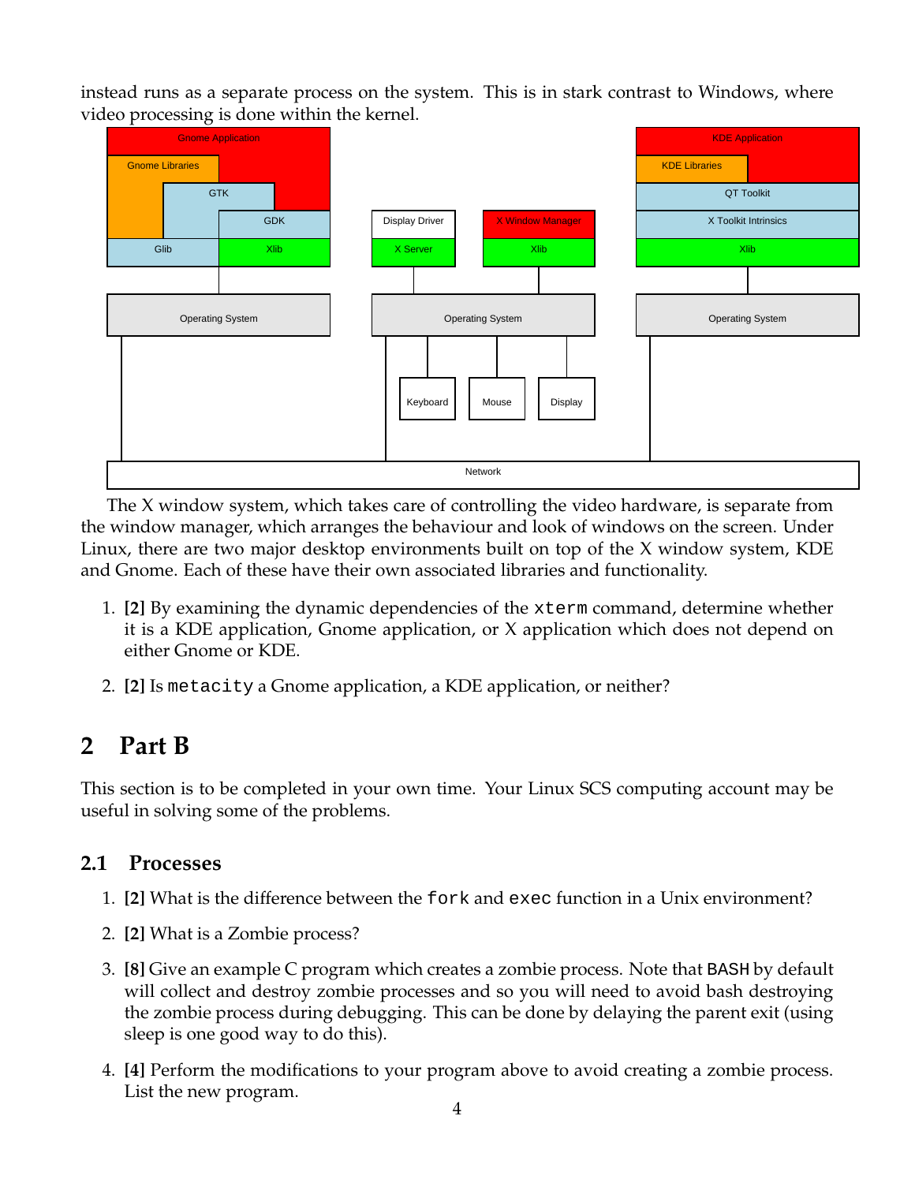instead runs as a separate process on the system. This is in stark contrast to Windows, where video processing is done within the kernel.

The X window system, which takes care of controlling the video hardware, is separate from the window manager, which arranges the behaviour and look of windows on the screen. Under Linux, there are two major desktop environments built on top of the X window system, KDE and Gnome. Each of these have their own associated libraries and functionality.

1. **[2]** By examining the dynamic dependencies of the `xterm` command, determine whether it is a KDE application, Gnome application, or X application which does not depend on either Gnome or KDE.

2. **[2]** Is `metacity` a Gnome application, a KDE application, or neither?

# 2 Part B

This section is to be completed in your own time. Your Linux SCS computing account may be useful in solving some of the problems.

## 2.1 Processes

1. **[2]** What is the difference between the `fork` and `exec` function in a Unix environment?

2. **[2]** What is a Zombie process?

3. **[8]** Give an example C program which creates a zombie process. Note that `BASH` by default will collect and destroy zombie processes and so you will need to avoid bash destroying the zombie process during debugging. This can be done by delaying the parent exit (using sleep is one good way to do this).

4. **[4]** Perform the modifications to your program above to avoid creating a zombie process. List the new program.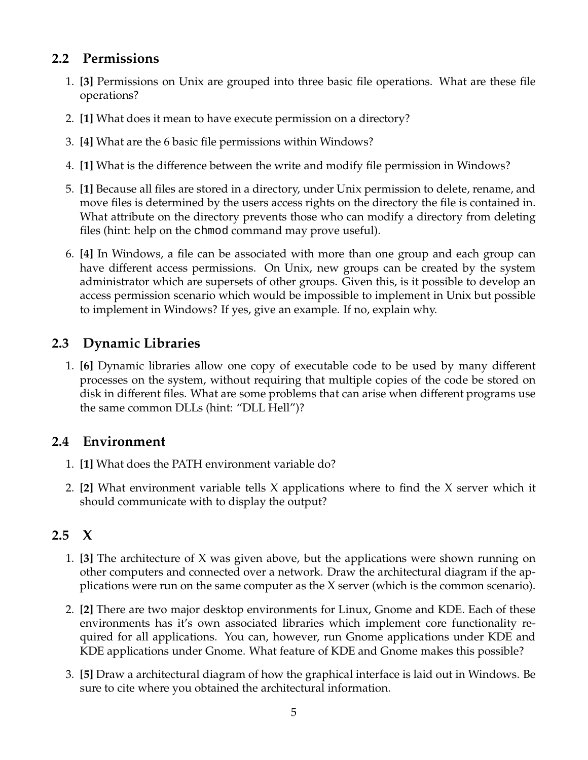## 2.2 Permissions

1. **[3]** Permissions on Unix are grouped into three basic file operations. What are these file operations?
2. **[1]** What does it mean to have execute permission on a directory?
3. **[4]** What are the 6 basic file permissions within Windows?
4. **[1]** What is the difference between the write and modify file permission in Windows?
5. **[1]** Because all files are stored in a directory, under Unix permission to delete, rename, and move files is determined by the users access rights on the directory the file is contained in. What attribute on the directory prevents those who can modify a directory from deleting files (hint: help on the `chmod` command may prove useful).
6. **[4]** In Windows, a file can be associated with more than one group and each group can have different access permissions. On Unix, new groups can be created by the system administrator which are supersets of other groups. Given this, is it possible to develop an access permission scenario which would be impossible to implement in Unix but possible to implement in Windows? If yes, give an example. If no, explain why.

## 2.3 Dynamic Libraries

1. **[6]** Dynamic libraries allow one copy of executable code to be used by many different processes on the system, without requiring that multiple copies of the code be stored on disk in different files. What are some problems that can arise when different programs use the same common DLLs (hint: "DLL Hell")?

## 2.4 Environment

1. **[1]** What does the PATH environment variable do?
2. **[2]** What environment variable tells X applications where to find the X server which it should communicate with to display the output?

## 2.5 X

1. **[3]** The architecture of X was given above, but the applications were shown running on other computers and connected over a network. Draw the architectural diagram if the applications were run on the same computer as the X server (which is the common scenario).
2. **[2]** There are two major desktop environments for Linux, Gnome and KDE. Each of these environments has it's own associated libraries which implement core functionality required for all applications. You can, however, run Gnome applications under KDE and KDE applications under Gnome. What feature of KDE and Gnome makes this possible?
3. **[5]** Draw a architectural diagram of how the graphical interface is laid out in Windows. Be sure to cite where you obtained the architectural information.